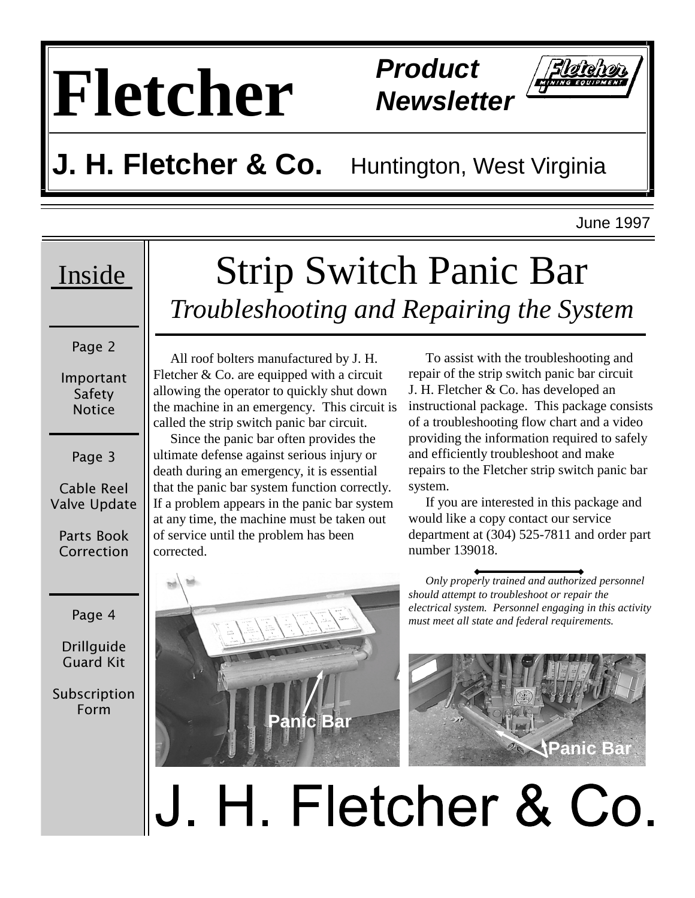# Fletcher

**Product Newsletter**

## J. H. Fletcher & Co. Huntington, West Virginia

June 1997

**Inside**

Page 2

Important Safety Notice

Page 3

Cable Reel Valve Update

Parts Book Correction

Page 4

Drillguide Guard Kit

Subscription Form

# Strip Switch Panic Bar

## *Troubleshooting and Repairing the System*

All roof bolters manufactured by J. H. Fletcher & Co. are equipped with a circuit allowing the operator to quickly shut down the machine in an emergency. This circuit is called the strip switch panic bar circuit.

Since the panic bar often provides the ultimate defense against serious injury or death during an emergency, it is essential that the panic bar system function correctly. If a problem appears in the panic bar system at any time, the machine must be taken out of service until the problem has been corrected.

To assist with the troubleshooting and repair of the strip switch panic bar circuit J. H. Fletcher & Co. has developed an instructional package. This package consists of a troubleshooting flow chart and a video providing the information required to safely and efficiently troubleshoot and make repairs to the Fletcher strip switch panic bar system.

If you are interested in this package and would like a copy contact our service department at (304) 525-7811 and order part number 139018.

*Only properly trained and authorized personnel should attempt to troubleshoot or repair the electrical system. Personnel engaging in this activity must meet all state and federal requirements.*

Panic Bar

Panic Bar

J. H. Fletcher & Co.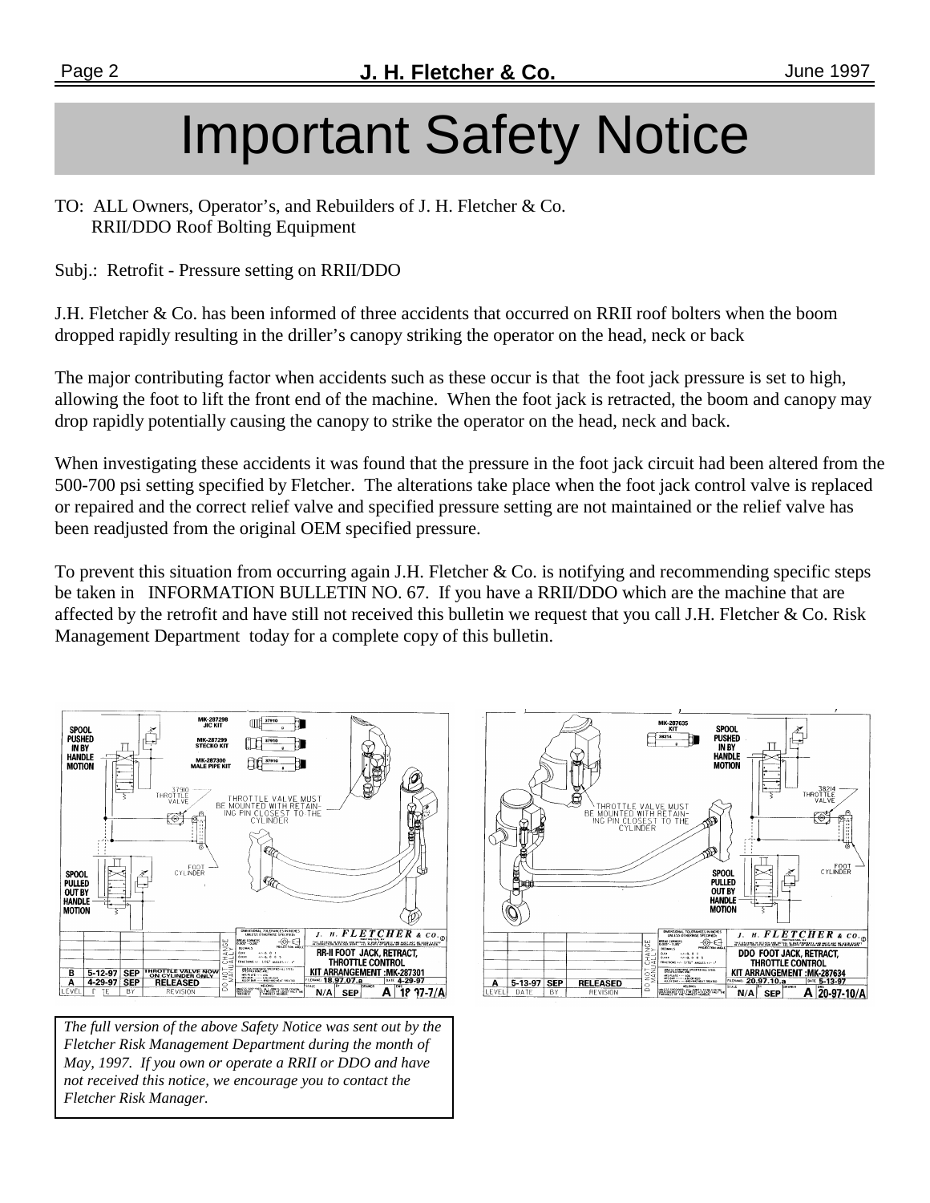# Important Safety Notice

TO: ALL Owners, Operator's, and Rebuilders of J. H. Fletcher & Co.
RRII/DDO Roof Bolting Equipment

Subj.: Retrofit - Pressure setting on RRII/DDO

J.H. Fletcher & Co. has been informed of three accidents that occurred on RRII roof bolters when the boom dropped rapidly resulting in the driller's canopy striking the operator on the head, neck or back

The major contributing factor when accidents such as these occur is that the foot jack pressure is set to high, allowing the foot to lift the front end of the machine. When the foot jack is retracted, the boom and canopy may drop rapidly potentially causing the canopy to strike the operator on the head, neck and back.

When investigating these accidents it was found that the pressure in the foot jack circuit had been altered from the 500-700 psi setting specified by Fletcher. The alterations take place when the foot jack control valve is replaced or repaired and the correct relief valve and specified pressure setting are not maintained or the relief valve has been readjusted from the original OEM specified pressure.

To prevent this situation from occurring again J.H. Fletcher & Co. is notifying and recommending specific steps be taken in INFORMATION BULLETIN NO. 67. If you have a RRII/DDO which are the machine that are affected by the retrofit and have still not received this bulletin we request that you call J.H. Fletcher & Co. Risk Management Department today for a complete copy of this bulletin.

*The full version of the above Safety Notice was sent out by the Fletcher Risk Management Department during the month of May, 1997. If you own or operate a RRII or DDO and have not received this notice, we encourage you to contact the Fletcher Risk Manager.*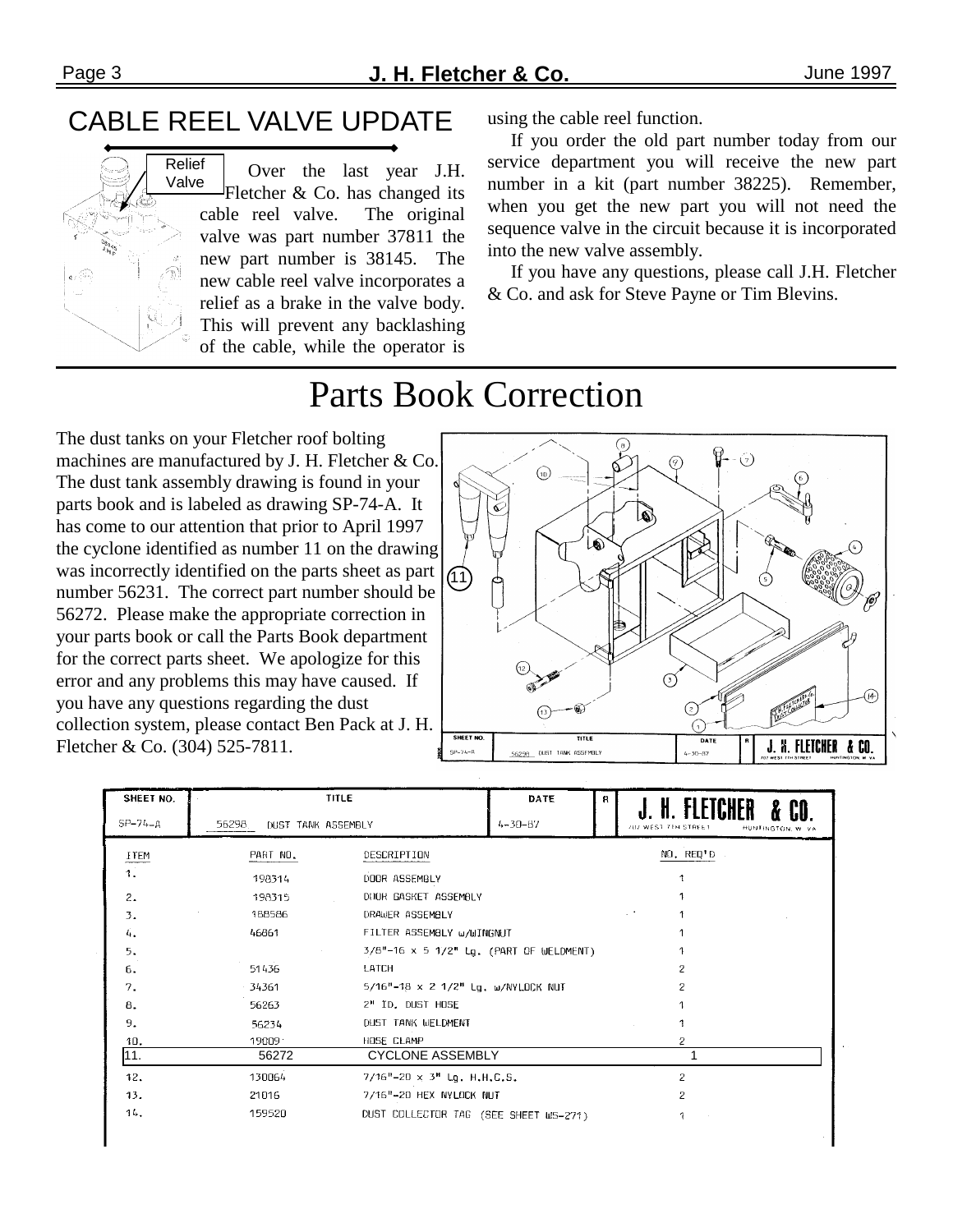## CABLE REEL VALVE UPDATE

Relief Valve

Over the last year J.H. Fletcher & Co. has changed its cable reel valve. The original valve was part number 37811 the new part number is 38145. The new cable reel valve incorporates a relief as a brake in the valve body. This will prevent any backlashing of the cable, while the operator is using the cable reel function.

If you order the old part number today from our service department you will receive the new part number in a kit (part number 38225). Remember, when you get the new part you will not need the sequence valve in the circuit because it is incorporated into the new valve assembly.

If you have any questions, please call J.H. Fletcher & Co. and ask for Steve Payne or Tim Blevins.

# Parts Book Correction

The dust tanks on your Fletcher roof bolting machines are manufactured by J. H. Fletcher & Co. The dust tank assembly drawing is found in your parts book and is labeled as drawing SP-74-A. It has come to our attention that prior to April 1997 the cyclone identified as number 11 on the drawing was incorrectly identified on the parts sheet as part number 56231. The correct part number should be 56272. Please make the appropriate correction in your parts book or call the Parts Book department for the correct parts sheet. We apologize for this error and any problems this may have caused. If you have any questions regarding the dust collection system, please contact Ben Pack at J. H. Fletcher & Co. (304) 525-7811.

| SHEET NO. | TITLE | DATE | R | J. H. FLETCHER & CO. |
|---|---|---|---|---|
| SP-74-A | 56298 DUST TANK ASSEMBLY | 4-30-87 | | 707 WEST 7TH STREET HUNTINGTON, W. VA |

| ITEM | PART NO. | DESCRIPTION | NO. REQ'D |
|---|---|---|---|
| 1. | 198314 | DOOR ASSEMBLY | 1 |
| 2. | 198315 | DOOR GASKET ASSEMBLY | 1 |
| 3. | 168586 | DRAWER ASSEMBLY | 1 |
| 4. | 46861 | FILTER ASSEMBLY w/WINGNUT | 1 |
| 5. | | 3/8"-16 x 5 1/2" Lg. (PART OF WELDMENT) | 1 |
| 6. | 51436 | LATCH | 2 |
| 7. | 34361 | 5/16"-18 x 2 1/2" Lg. w/NYLOCK NUT | 2 |
| 8. | 56263 | 2" ID. DUST HOSE | 1 |
| 9. | 56234 | DUST TANK WELDMENT | 1 |
| 10. | 19809 | HOSE CLAMP | 2 |
| 11. | 56272 | CYCLONE ASSEMBLY | 1 |
| 12. | 130064 | 7/16"-20 x 3" Lg. H.H.C.S. | 2 |
| 13. | 21016 | 7/16"-20 HEX NYLOCK NUT | 2 |
| 14. | 159520 | DUST COLLECTOR TAG (SEE SHEET WS-271) | 1 |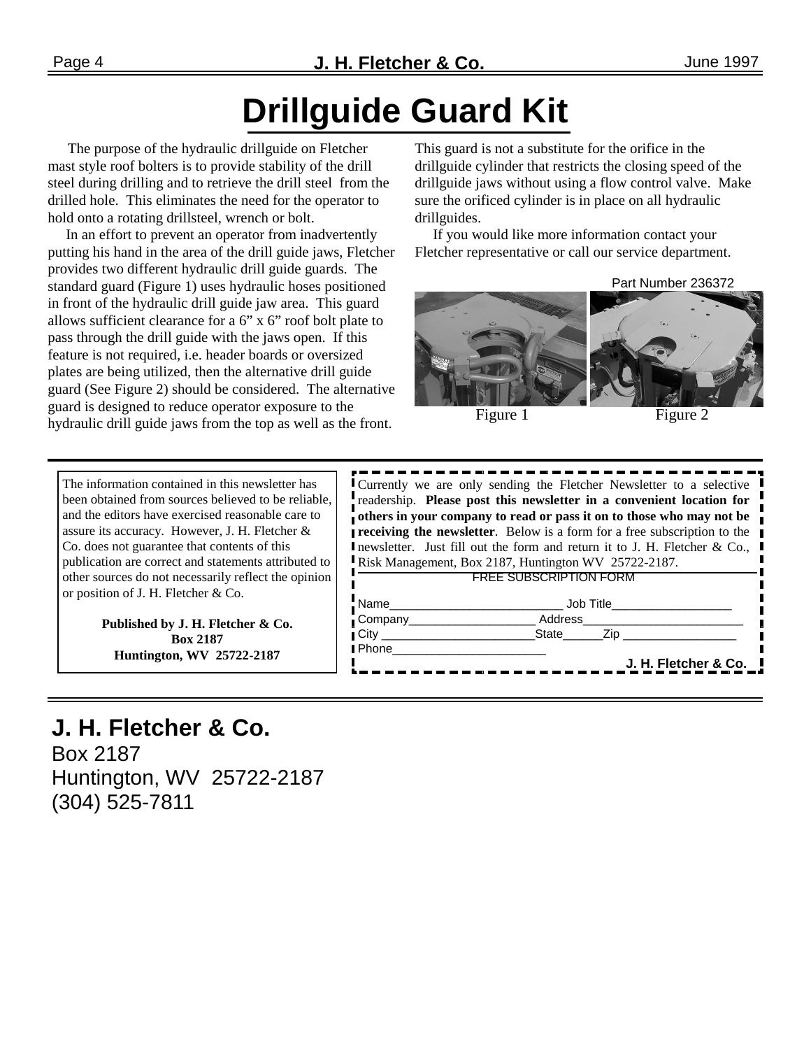# Drillguide Guard Kit

The purpose of the hydraulic drillguide on Fletcher mast style roof bolters is to provide stability of the drill steel during drilling and to retrieve the drill steel from the drilled hole. This eliminates the need for the operator to hold onto a rotating drillsteel, wrench or bolt.

In an effort to prevent an operator from inadvertently putting his hand in the area of the drill guide jaws, Fletcher provides two different hydraulic drill guide guards. The standard guard (Figure 1) uses hydraulic hoses positioned in front of the hydraulic drill guide jaw area. This guard allows sufficient clearance for a 6" x 6" roof bolt plate to pass through the drill guide with the jaws open. If this feature is not required, i.e. header boards or oversized plates are being utilized, then the alternative drill guide guard (See Figure 2) should be considered. The alternative guard is designed to reduce operator exposure to the hydraulic drill guide jaws from the top as well as the front. This guard is not a substitute for the orifice in the drillguide cylinder that restricts the closing speed of the drillguide jaws without using a flow control valve. Make sure the orificed cylinder is in place on all hydraulic drillguides.

If you would like more information contact your Fletcher representative or call our service department.

Part Number 236372

Figure 1

Figure 2

---

The information contained in this newsletter has been obtained from sources believed to be reliable, and the editors have exercised reasonable care to assure its accuracy. However, J. H. Fletcher & Co. does not guarantee that contents of this publication are correct and statements attributed to other sources do not necessarily reflect the opinion or position of J. H. Fletcher & Co.

**Published by J. H. Fletcher & Co.**
**Box 2187**
**Huntington, WV 25722-2187**

---

Currently we are only sending the Fletcher Newsletter to a selective readership. **Please post this newsletter in a convenient location for others in your company to read or pass it on to those who may not be receiving the newsletter**. Below is a form for a free subscription to the newsletter. Just fill out the form and return it to J. H. Fletcher & Co., Risk Management, Box 2187, Huntington WV 25722-2187.

FREE SUBSCRIPTION FORM

Name__________________________ Job Title__________________

Company___________________ Address_________________________

City _______________________State______Zip _________________

Phone________________________

**J. H. Fletcher & Co.**

---

**J. H. Fletcher & Co.**

Box 2187

Huntington, WV 25722-2187

(304) 525-7811